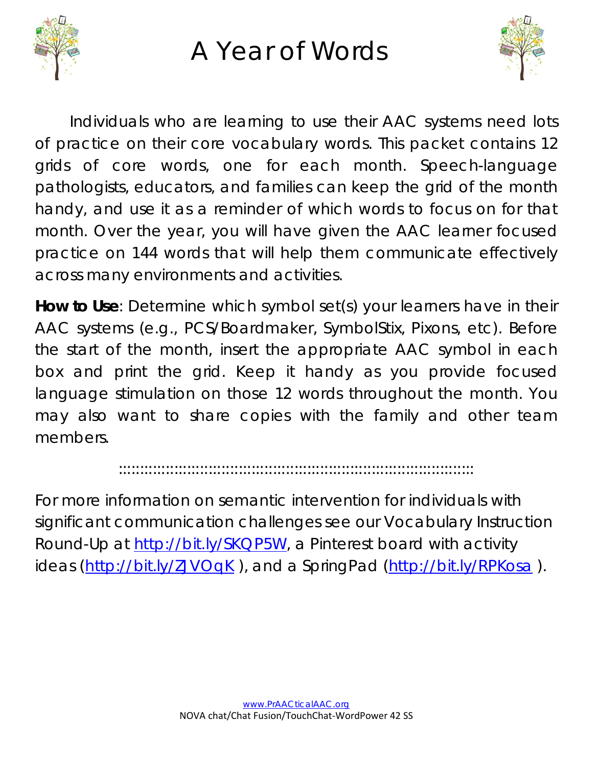# A Year of Words

Individuals who are learning to use their AAC systems need lots of practice on their core vocabulary words. This packet contains 12 grids of core words, one for each month. Speech-language pathologists, educators, and families can keep the grid of the month handy, and use it as a reminder of which words to focus on for that month. Over the year, you will have given the AAC learner focused practice on 144 words that will help them communicate effectively across many environments and activities.

**How to Use**: Determine which symbol set(s) your learners have in their AAC systems (e.g., PCS/Boardmaker, SymbolStix, Pixons, etc). Before the start of the month, insert the appropriate AAC symbol in each box and print the grid. Keep it handy as you provide focused language stimulation on those 12 words throughout the month. You may also want to share copies with the family and other team members.

::::::::::::::::::::::::::::::::::::::::::::::::::::::::::::::::::::::::::::::::::::::

For more information on semantic intervention for individuals with significant communication challenges see our Vocabulary Instruction Round-Up at http://bit.ly/SKQP5W, a Pinterest board with activity ideas (http://bit.ly/ZJVOqK ), and a SpringPad (http://bit.ly/RPKosa ).

www.PrAACticalAAC.org
NOVA chat/Chat Fusion/TouchChat-WordPower 42 SS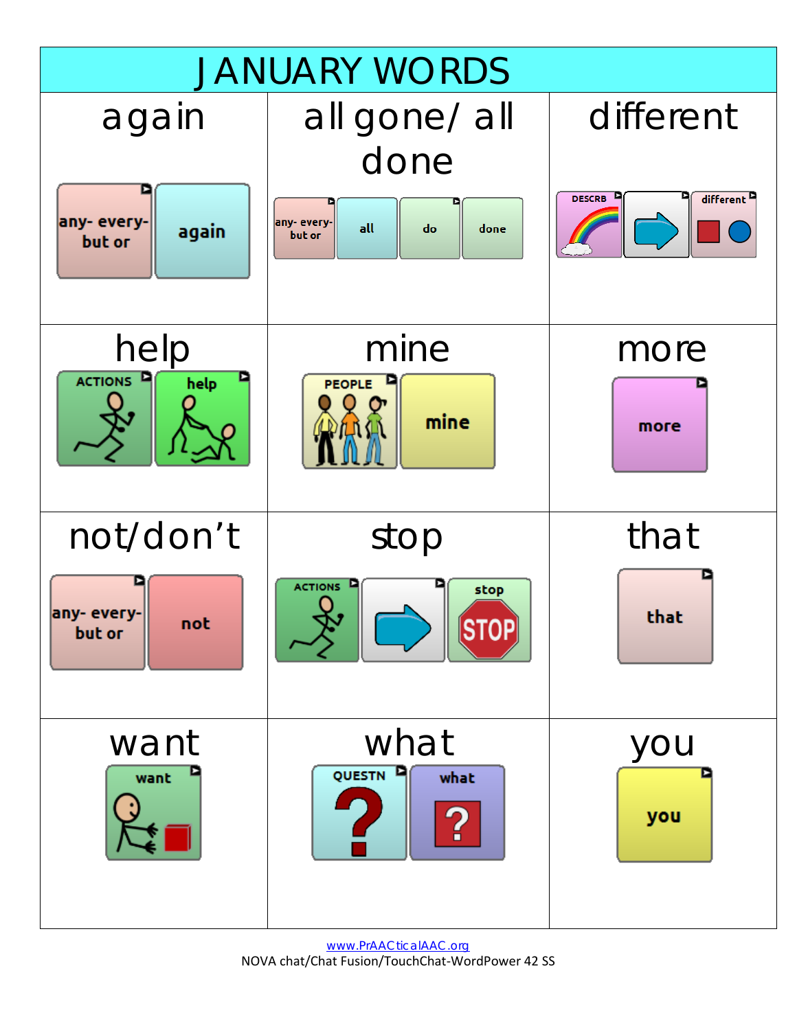# JANUARY WORDS

| again | all gone/ all done | different |
|---|---|---|
| any- every- but or → again | any- every- but or → all → do → done | DESCRB → (arrow) → different |
| **help** | **mine** | **more** |
| ACTIONS → help | PEOPLE → mine | more |
| **not/don't** | **stop** | **that** |
| any- every- but or → not | ACTIONS → (arrow) → stop | that |
| **want** | **what** | **you** |
| want | QUESTN → what | you |

www.PrAACticalAAC.org

NOVA chat/Chat Fusion/TouchChat-WordPower 42 SS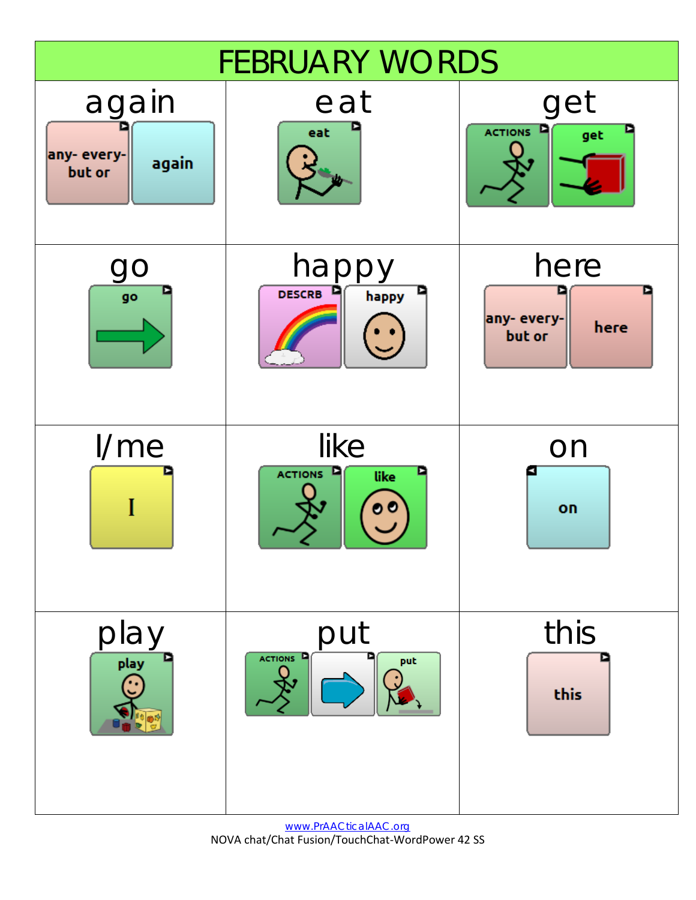# FEBRUARY WORDS

| again | eat | get |
|---|---|---|
| any- every- but or / again | eat | ACTIONS / get |
| **go** | **happy** | **here** |
| go | DESCRB / happy | any- every- but or / here |
| **I/me** | **like** | **on** |
| I | ACTIONS / like | on |
| **play** | **put** | **this** |
| play | ACTIONS / put | this |

www.PrAACticalAAC.org

NOVA chat/Chat Fusion/TouchChat-WordPower 42 SS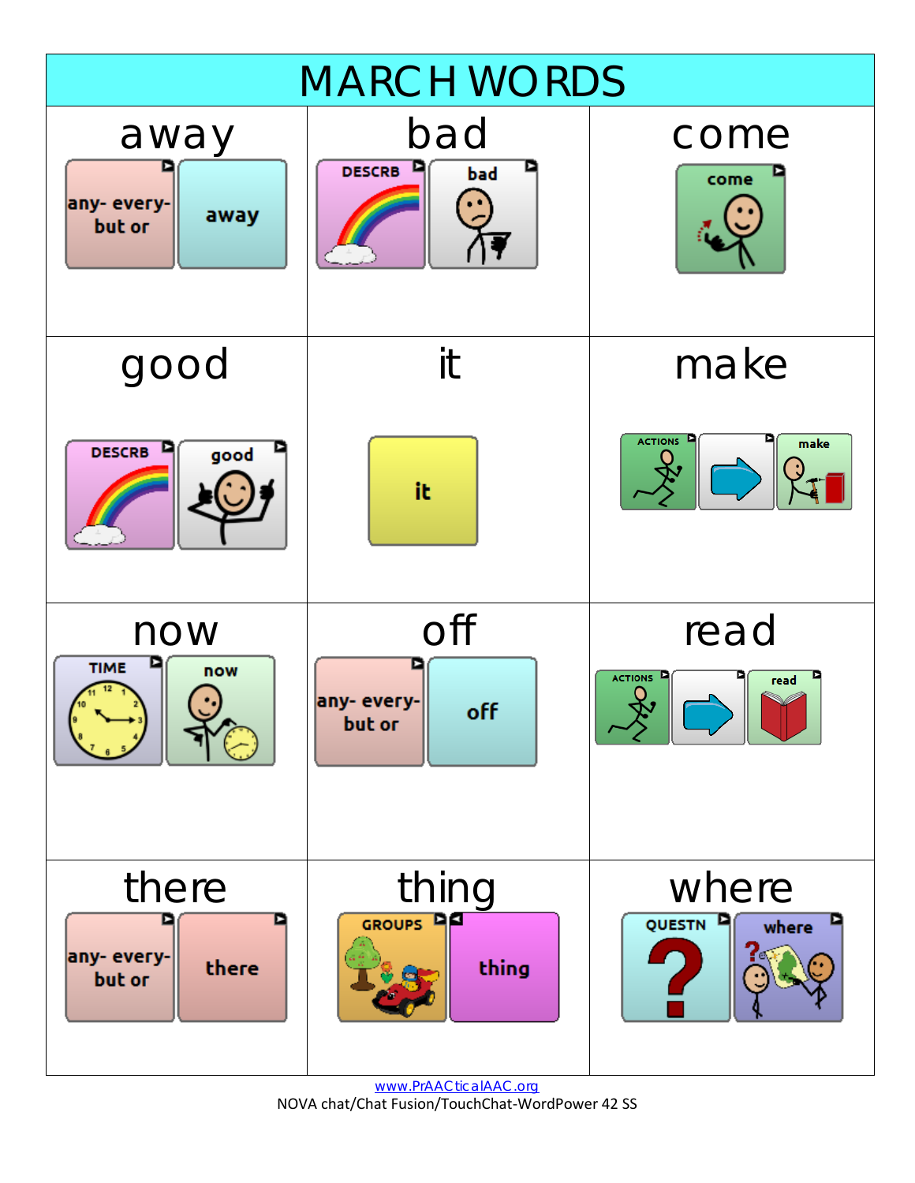# MARCH WORDS

| away | bad | come |
| --- | --- | --- |
| any- every- but or → away | DESCRB → bad | come |
| **good** | **it** | **make** |
| DESCRB → good | it | ACTIONS → → make |
| **now** | **off** | **read** |
| TIME → now | any- every- but or → off | ACTIONS → → read |
| **there** | **thing** | **where** |
| any- every- but or → there | GROUPS → thing | QUESTN → where |

www.PrAACticalAAC.org

NOVA chat/Chat Fusion/TouchChat-WordPower 42 SS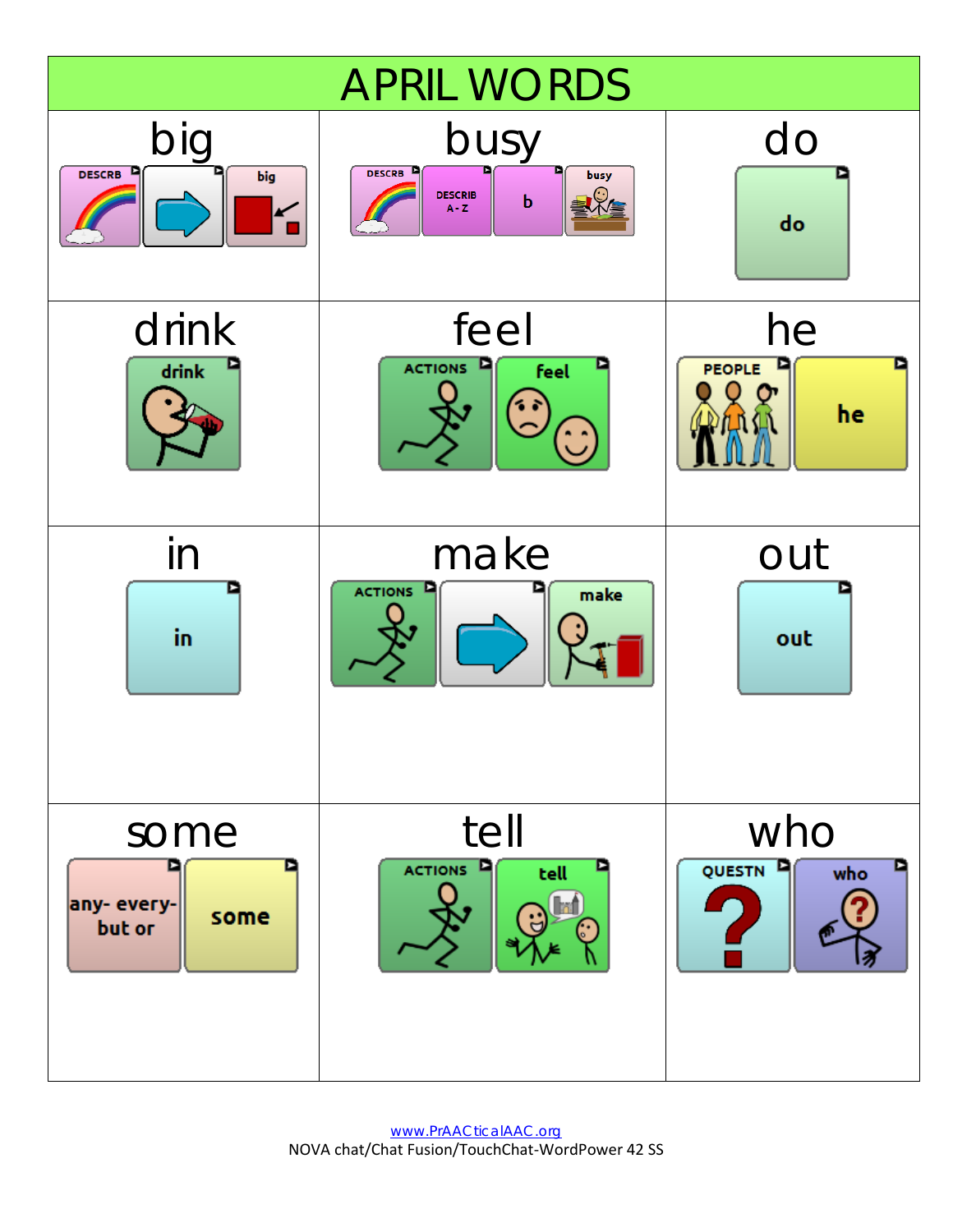# APRIL WORDS

| big | busy | do |
|---|---|---|
| DESCRB → big | DESCRB, DESCRIB A-Z, b, busy | do |
| **drink** | **feel** | **he** |
| drink | ACTIONS, feel | PEOPLE, he |
| **in** | **make** | **out** |
| in | ACTIONS → make | out |
| **some** | **tell** | **who** |
| any- every- but or, some | ACTIONS, tell | QUESTN, who |

www.PrAACticalAAC.org
NOVA chat/Chat Fusion/TouchChat-WordPower 42 SS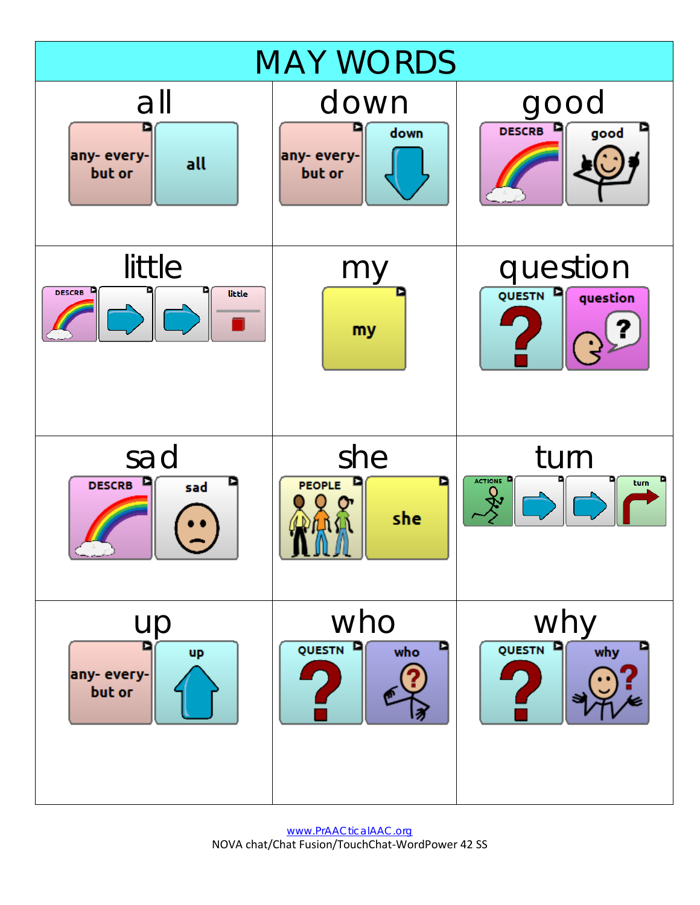# MAY WORDS

| all | down | good |
|---|---|---|
| any- every- but or → all | any- every- but or → down | DESCRB → good |
| **little** | **my** | **question** |
| DESCRB → → → little | my | QUESTN → question |
| **sad** | **she** | **turn** |
| DESCRB → sad | PEOPLE → she | ACTIONS → → → turn |
| **up** | **who** | **why** |
| any- every- but or → up | QUESTN → who | QUESTN → why |

www.PrAACticalAAC.org
NOVA chat/Chat Fusion/TouchChat-WordPower 42 SS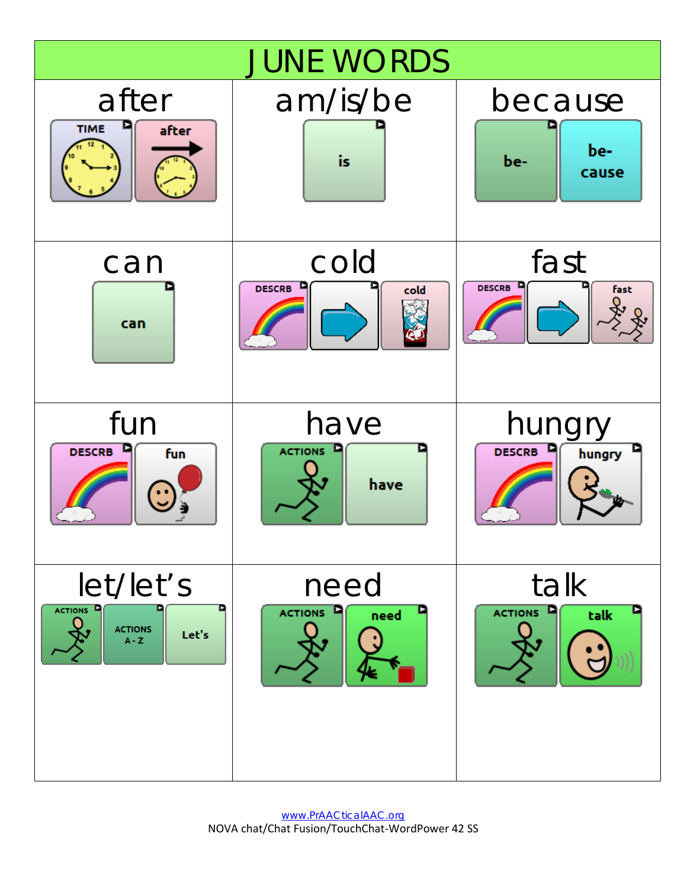# JUNE WORDS

| after | am/is/be | because |
| --- | --- | --- |
| TIME → after | is | be- → be-cause |
| **can** | **cold** | **fast** |
| can | DESCRB → → cold | DESCRB → → fast |
| **fun** | **have** | **hungry** |
| DESCRB → fun | ACTIONS → have | DESCRB → hungry |
| **let/let's** | **need** | **talk** |
| ACTIONS → ACTIONS A - Z → Let's | ACTIONS → need | ACTIONS → talk |

www.PrAACticalAAC.org
NOVA chat/Chat Fusion/TouchChat-WordPower 42 SS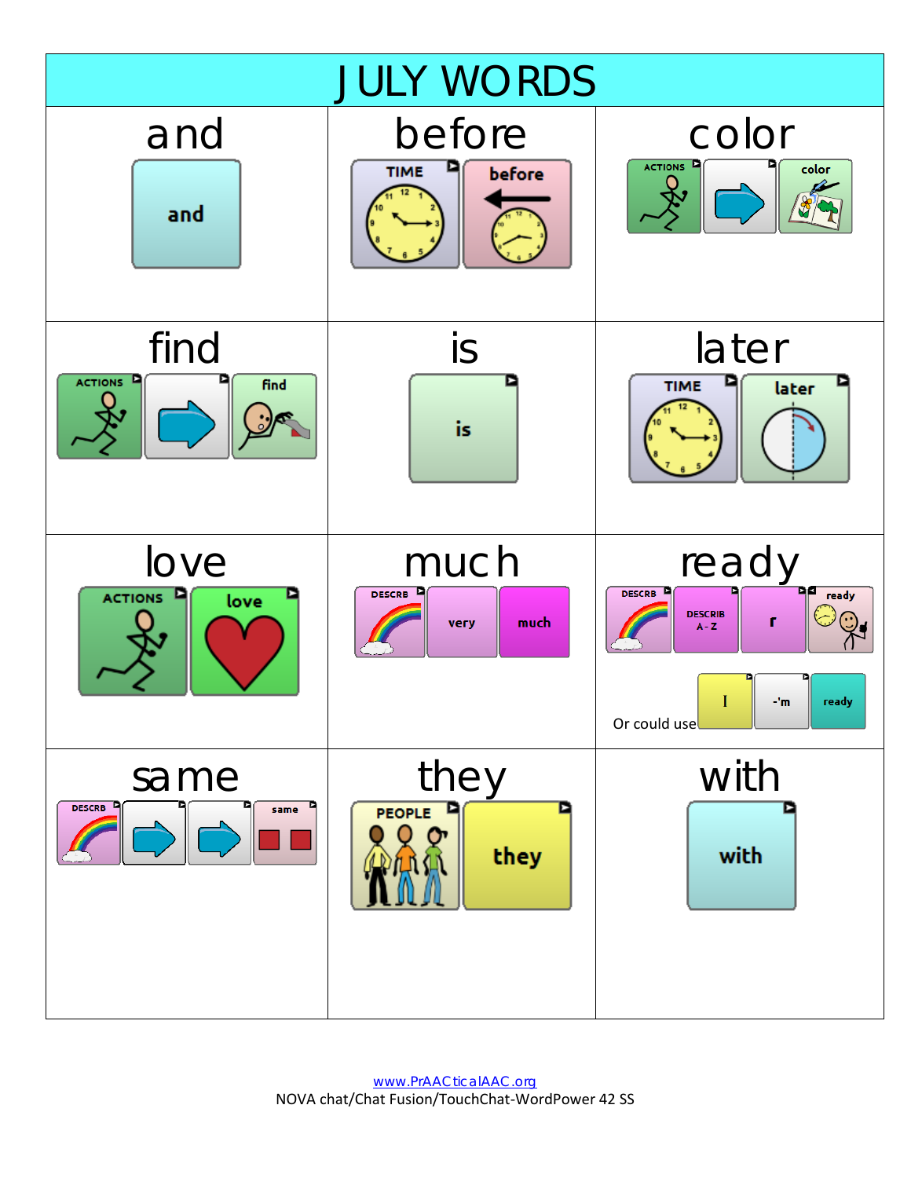# JULY WORDS

| and | before | color |
|---|---|---|
| and | TIME → before | ACTIONS → (arrow) → color |
| **find** | **is** | **later** |
| ACTIONS → (arrow) → find | is | TIME → later |
| **love** | **much** | **ready** |
| ACTIONS → love | DESCRB → very → much | DESCRB → DESCRIB A - Z → r → ready<br>Or could use I → -'m → ready |
| **same** | **they** | **with** |
| DESCRB → (arrow) → (arrow) → same | PEOPLE → they | with |

www.PrAACticalAAC.org
NOVA chat/Chat Fusion/TouchChat-WordPower 42 SS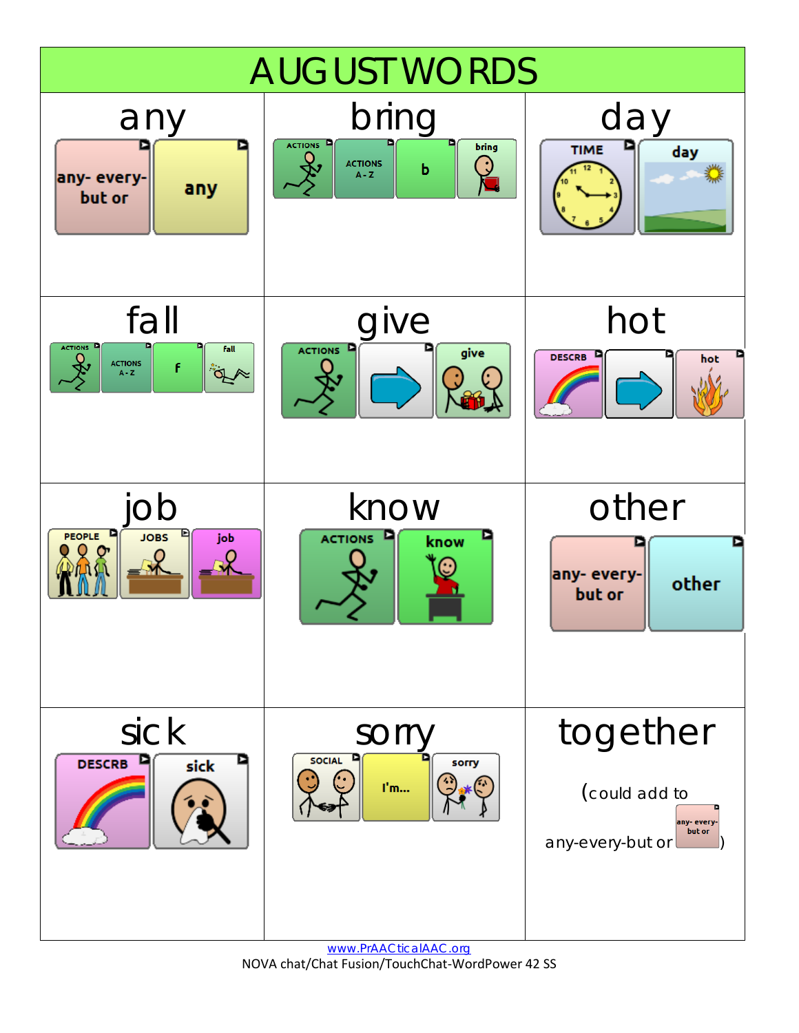# AUGUST WORDS

| any | bring | day |
|---|---|---|
| any- every- but or → any | ACTIONS → ACTIONS A - Z → b → bring | TIME → day |
| **fall** | **give** | **hot** |
| ACTIONS → ACTIONS A - Z → f → fall | ACTIONS → [arrow] → give | DESCRB → [arrow] → hot |
| **job** | **know** | **other** |
| PEOPLE → JOBS → job | ACTIONS → know | any- every- but or → other |
| **sick** | **sorry** | **together** |
| DESCRB → sick | SOCIAL → I'm... → sorry | (could add to any-every-but or [any- every- but or]) |

www.PrAACticalAAC.org

NOVA chat/Chat Fusion/TouchChat-WordPower 42 SS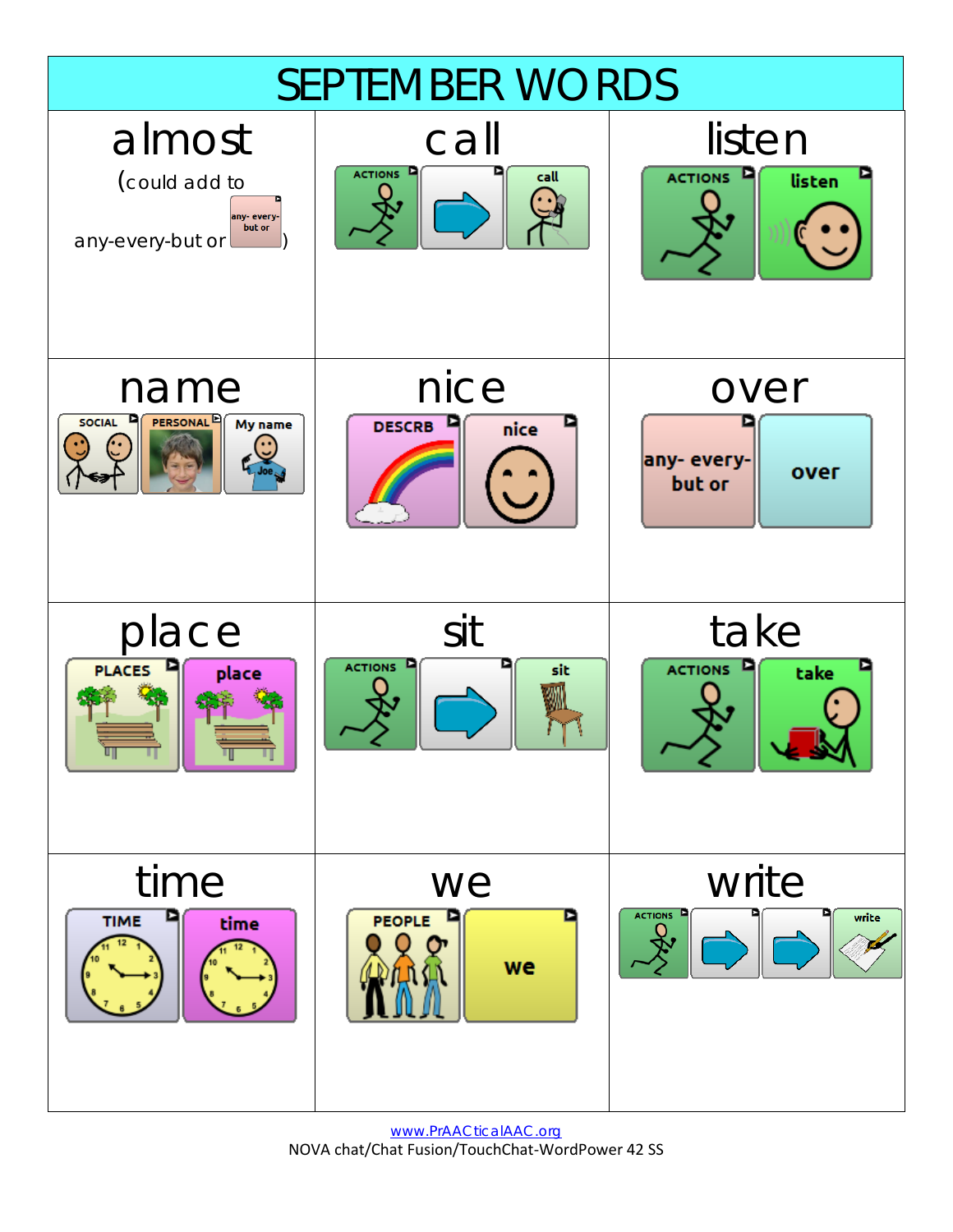# SEPTEMBER WORDS

| almost | call | listen |
|---|---|---|
| (could add to any-every-but or any- every- but or) | ACTIONS → call | ACTIONS listen |

| name | nice | over |
|---|---|---|
| SOCIAL PERSONAL My name | DESCRB nice | any- every- but or over |

| place | sit | take |
|---|---|---|
| PLACES place | ACTIONS → sit | ACTIONS take |

| time | we | write |
|---|---|---|
| TIME time | PEOPLE we | ACTIONS → → write |

www.PrAACticalAAC.org

NOVA chat/Chat Fusion/TouchChat-WordPower 42 SS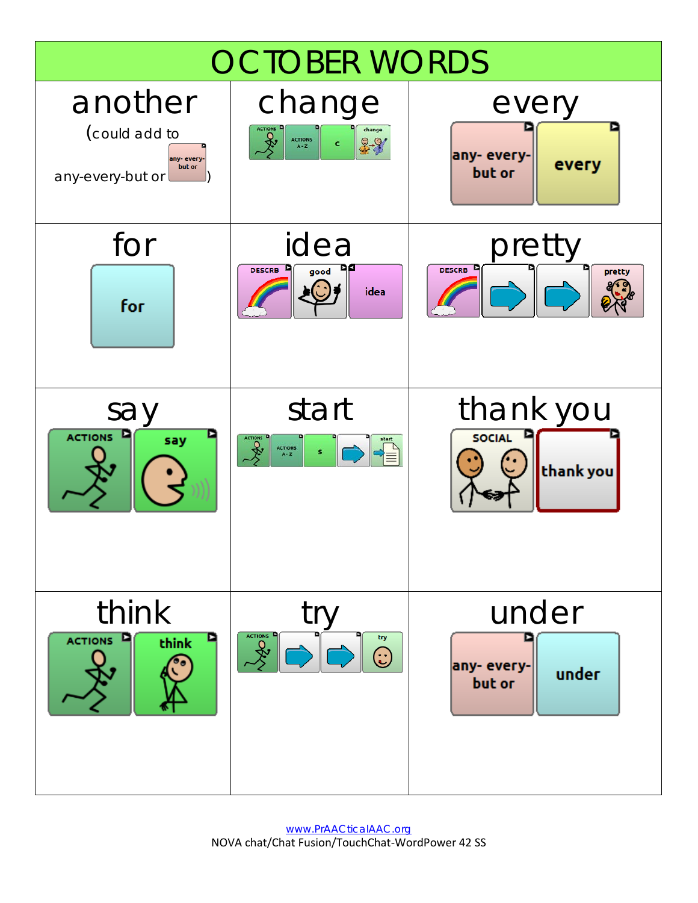# OCTOBER WORDS

| another | change | every |
|---|---|---|
| (could add to any-every-but or any- every- but or) | ACTIONS → ACTIONS A-Z → c → change | any- every- but or → every |
| **for** | **idea** | **pretty** |
| for | DESCRB → good → idea | DESCRB → → → pretty |
| **say** | **start** | **thank you** |
| ACTIONS → say | ACTIONS → ACTIONS A-Z → s → → start | SOCIAL → thank you |
| **think** | **try** | **under** |
| ACTIONS → think | ACTIONS → → → try | any- every- but or → under |

www.PrAACticalAAC.org

NOVA chat/Chat Fusion/TouchChat-WordPower 42 SS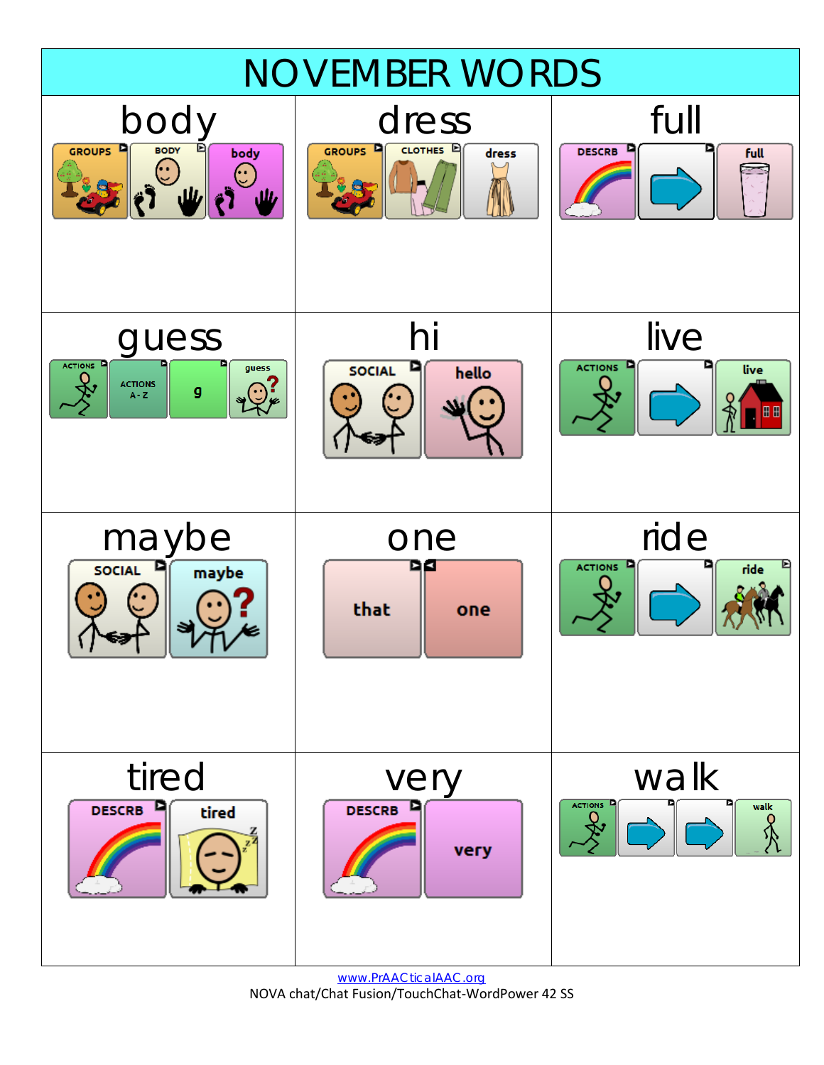# NOVEMBER WORDS

| body | dress | full |
|---|---|---|
| GROUPS → BODY → body | GROUPS → CLOTHES → dress | DESCRB → → → full |
| **guess** | **hi** | **live** |
| ACTIONS → ACTIONS A - Z → g → guess | SOCIAL → hello | ACTIONS → → → live |
| **maybe** | **one** | **ride** |
| SOCIAL → maybe | that → one | ACTIONS → → → ride |
| **tired** | **very** | **walk** |
| DESCRB → tired | DESCRB → very | ACTIONS → → → → → walk |

www.PrAACticalAAC.org

NOVA chat/Chat Fusion/TouchChat-WordPower 42 SS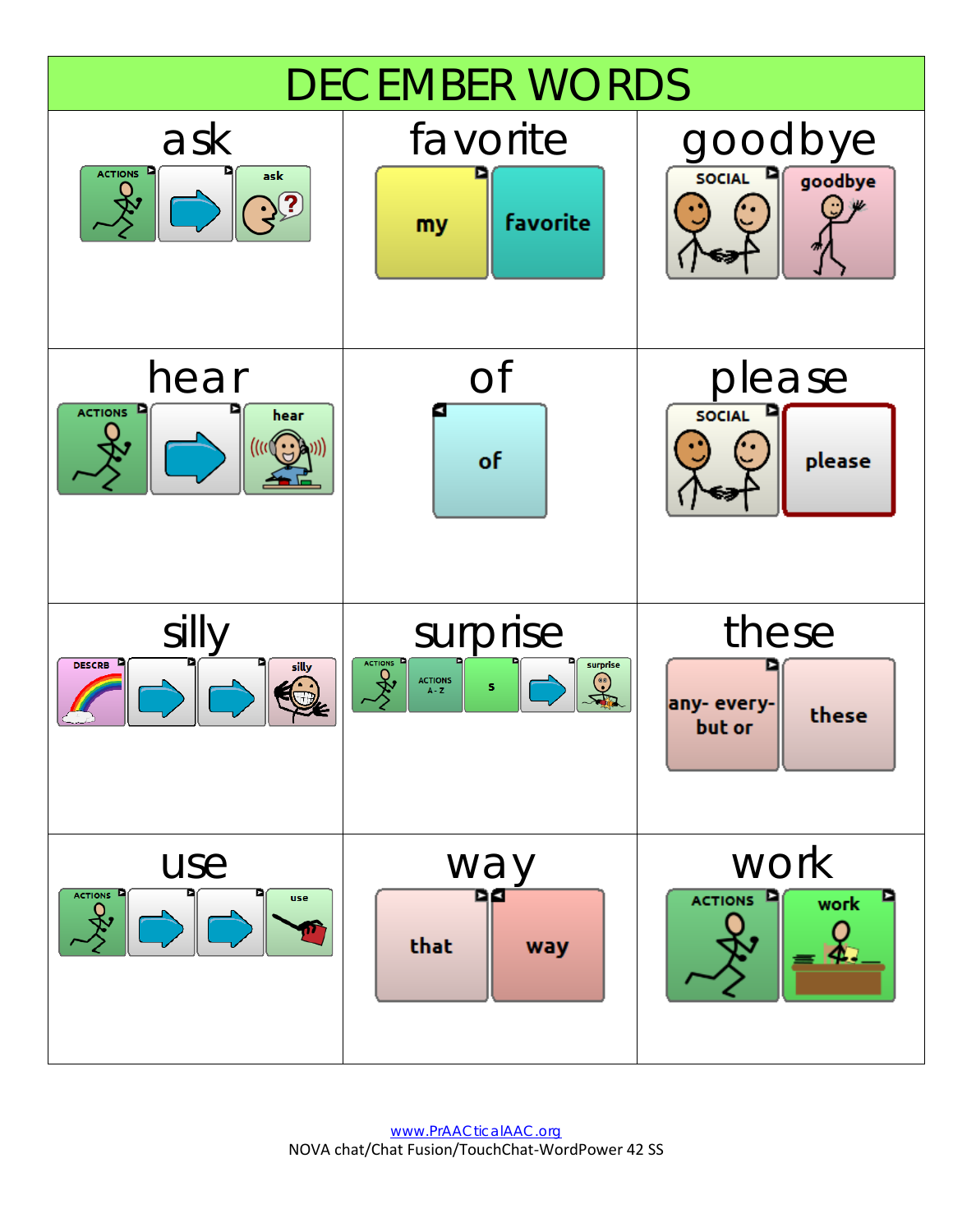# DECEMBER WORDS

| | | |
|---|---|---|
| ask<br>ACTIONS → ask | favorite<br>my favorite | goodbye<br>SOCIAL goodbye |
| hear<br>ACTIONS → hear | of<br>of | please<br>SOCIAL please |
| silly<br>DESCRB → → silly | surprise<br>ACTIONS ACTIONS A - Z s → surprise | these<br>any- every- but or these |
| use<br>ACTIONS → → use | way<br>that way | work<br>ACTIONS work |

www.PrAACticalAAC.org

NOVA chat/Chat Fusion/TouchChat-WordPower 42 SS